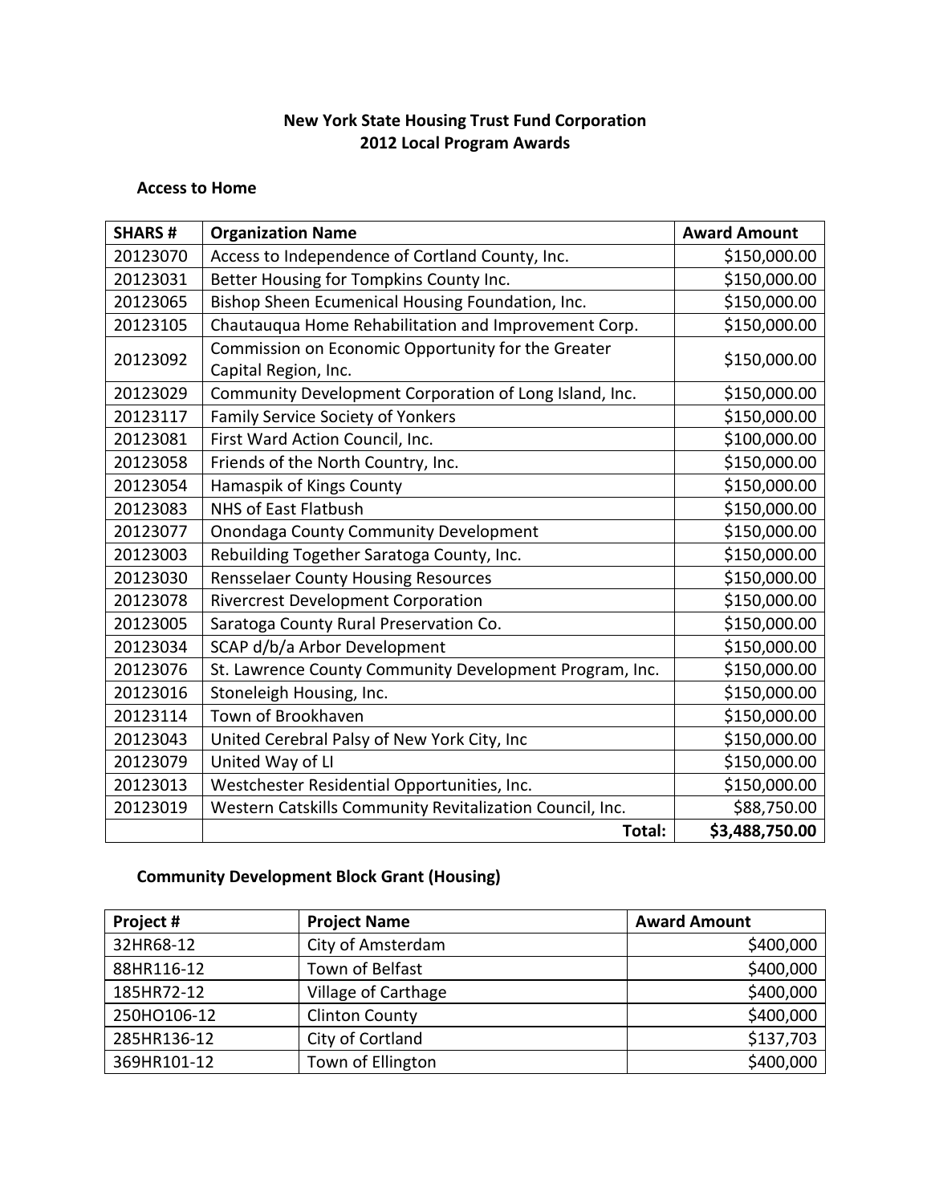# New York State Housing Trust Fund Corporation
# 2012 Local Program Awards

## Access to Home

| SHARS # | Organization Name | Award Amount |
|---|---|---|
| 20123070 | Access to Independence of Cortland County, Inc. | $150,000.00 |
| 20123031 | Better Housing for Tompkins County Inc. | $150,000.00 |
| 20123065 | Bishop Sheen Ecumenical Housing Foundation, Inc. | $150,000.00 |
| 20123105 | Chautauqua Home Rehabilitation and Improvement Corp. | $150,000.00 |
| 20123092 | Commission on Economic Opportunity for the Greater Capital Region, Inc. | $150,000.00 |
| 20123029 | Community Development Corporation of Long Island, Inc. | $150,000.00 |
| 20123117 | Family Service Society of Yonkers | $150,000.00 |
| 20123081 | First Ward Action Council, Inc. | $100,000.00 |
| 20123058 | Friends of the North Country, Inc. | $150,000.00 |
| 20123054 | Hamaspik of Kings County | $150,000.00 |
| 20123083 | NHS of East Flatbush | $150,000.00 |
| 20123077 | Onondaga County Community Development | $150,000.00 |
| 20123003 | Rebuilding Together Saratoga County, Inc. | $150,000.00 |
| 20123030 | Rensselaer County Housing Resources | $150,000.00 |
| 20123078 | Rivercrest Development Corporation | $150,000.00 |
| 20123005 | Saratoga County Rural Preservation Co. | $150,000.00 |
| 20123034 | SCAP d/b/a Arbor Development | $150,000.00 |
| 20123076 | St. Lawrence County Community Development Program, Inc. | $150,000.00 |
| 20123016 | Stoneleigh Housing, Inc. | $150,000.00 |
| 20123114 | Town of Brookhaven | $150,000.00 |
| 20123043 | United Cerebral Palsy of New York City, Inc | $150,000.00 |
| 20123079 | United Way of LI | $150,000.00 |
| 20123013 | Westchester Residential Opportunities, Inc. | $150,000.00 |
| 20123019 | Western Catskills Community Revitalization Council, Inc. | $88,750.00 |
| | **Total:** | **$3,488,750.00** |

## Community Development Block Grant (Housing)

| Project # | Project Name | Award Amount |
|---|---|---|
| 32HR68-12 | City of Amsterdam | $400,000 |
| 88HR116-12 | Town of Belfast | $400,000 |
| 185HR72-12 | Village of Carthage | $400,000 |
| 250HO106-12 | Clinton County | $400,000 |
| 285HR136-12 | City of Cortland | $137,703 |
| 369HR101-12 | Town of Ellington | $400,000 |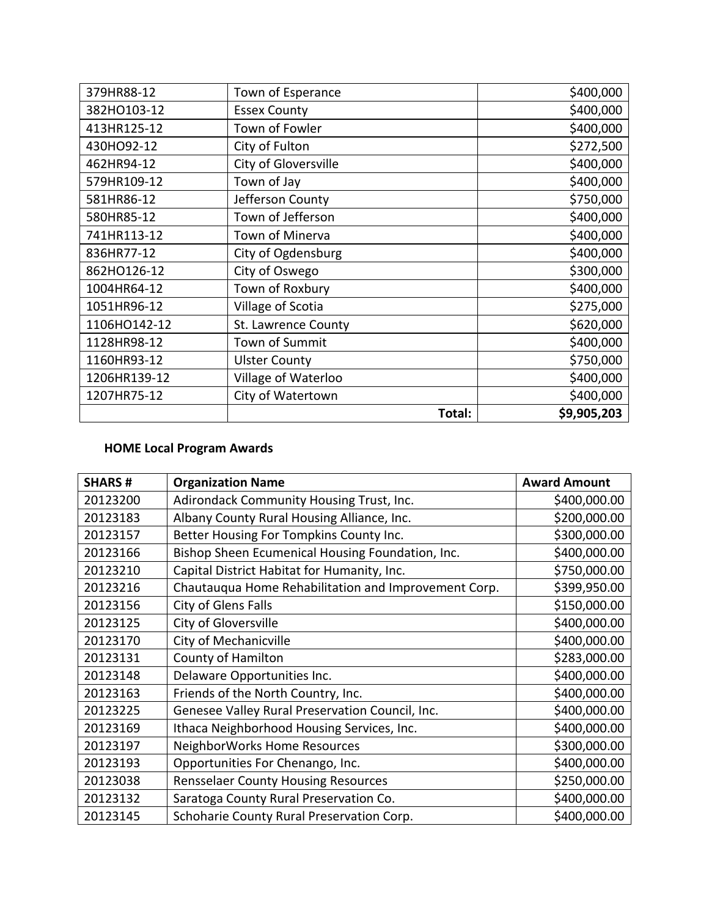| | | |
|---|---|---|
| 379HR88-12 | Town of Esperance | $400,000 |
| 382HO103-12 | Essex County | $400,000 |
| 413HR125-12 | Town of Fowler | $400,000 |
| 430HO92-12 | City of Fulton | $272,500 |
| 462HR94-12 | City of Gloversville | $400,000 |
| 579HR109-12 | Town of Jay | $400,000 |
| 581HR86-12 | Jefferson County | $750,000 |
| 580HR85-12 | Town of Jefferson | $400,000 |
| 741HR113-12 | Town of Minerva | $400,000 |
| 836HR77-12 | City of Ogdensburg | $400,000 |
| 862HO126-12 | City of Oswego | $300,000 |
| 1004HR64-12 | Town of Roxbury | $400,000 |
| 1051HR96-12 | Village of Scotia | $275,000 |
| 1106HO142-12 | St. Lawrence County | $620,000 |
| 1128HR98-12 | Town of Summit | $400,000 |
| 1160HR93-12 | Ulster County | $750,000 |
| 1206HR139-12 | Village of Waterloo | $400,000 |
| 1207HR75-12 | City of Watertown | $400,000 |
| | **Total:** | **$9,905,203** |

**HOME Local Program Awards**

| SHARS # | Organization Name | Award Amount |
|---|---|---|
| 20123200 | Adirondack Community Housing Trust, Inc. | $400,000.00 |
| 20123183 | Albany County Rural Housing Alliance, Inc. | $200,000.00 |
| 20123157 | Better Housing For Tompkins County Inc. | $300,000.00 |
| 20123166 | Bishop Sheen Ecumenical Housing Foundation, Inc. | $400,000.00 |
| 20123210 | Capital District Habitat for Humanity, Inc. | $750,000.00 |
| 20123216 | Chautauqua Home Rehabilitation and Improvement Corp. | $399,950.00 |
| 20123156 | City of Glens Falls | $150,000.00 |
| 20123125 | City of Gloversville | $400,000.00 |
| 20123170 | City of Mechanicville | $400,000.00 |
| 20123131 | County of Hamilton | $283,000.00 |
| 20123148 | Delaware Opportunities Inc. | $400,000.00 |
| 20123163 | Friends of the North Country, Inc. | $400,000.00 |
| 20123225 | Genesee Valley Rural Preservation Council, Inc. | $400,000.00 |
| 20123169 | Ithaca Neighborhood Housing Services, Inc. | $400,000.00 |
| 20123197 | NeighborWorks Home Resources | $300,000.00 |
| 20123193 | Opportunities For Chenango, Inc. | $400,000.00 |
| 20123038 | Rensselaer County Housing Resources | $250,000.00 |
| 20123132 | Saratoga County Rural Preservation Co. | $400,000.00 |
| 20123145 | Schoharie County Rural Preservation Corp. | $400,000.00 |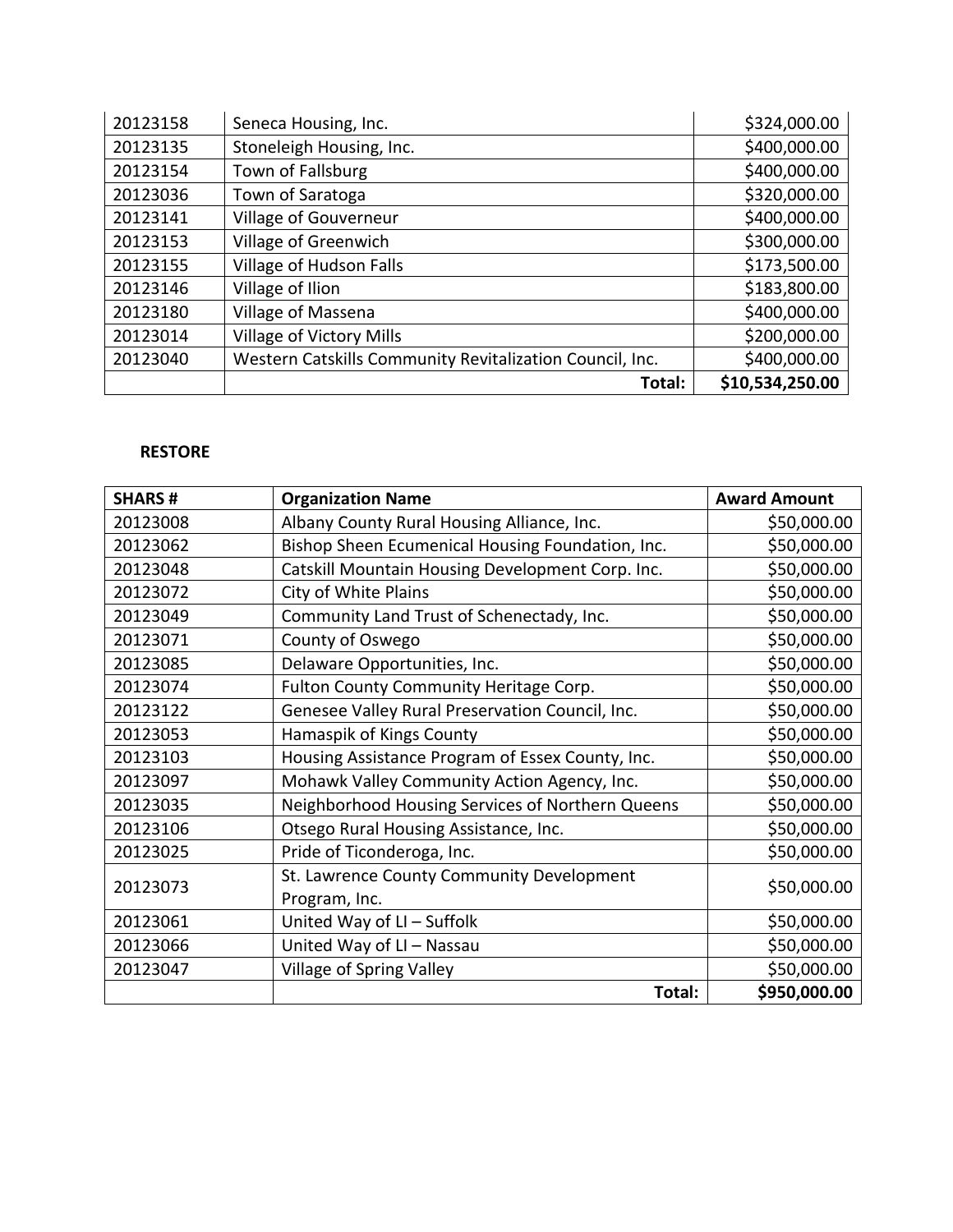| | | |
|---|---|---|
| 20123158 | Seneca Housing, Inc. | $324,000.00 |
| 20123135 | Stoneleigh Housing, Inc. | $400,000.00 |
| 20123154 | Town of Fallsburg | $400,000.00 |
| 20123036 | Town of Saratoga | $320,000.00 |
| 20123141 | Village of Gouverneur | $400,000.00 |
| 20123153 | Village of Greenwich | $300,000.00 |
| 20123155 | Village of Hudson Falls | $173,500.00 |
| 20123146 | Village of Ilion | $183,800.00 |
| 20123180 | Village of Massena | $400,000.00 |
| 20123014 | Village of Victory Mills | $200,000.00 |
| 20123040 | Western Catskills Community Revitalization Council, Inc. | $400,000.00 |
| | **Total:** | **$10,534,250.00** |

**RESTORE**

| SHARS # | Organization Name | Award Amount |
|---|---|---|
| 20123008 | Albany County Rural Housing Alliance, Inc. | $50,000.00 |
| 20123062 | Bishop Sheen Ecumenical Housing Foundation, Inc. | $50,000.00 |
| 20123048 | Catskill Mountain Housing Development Corp. Inc. | $50,000.00 |
| 20123072 | City of White Plains | $50,000.00 |
| 20123049 | Community Land Trust of Schenectady, Inc. | $50,000.00 |
| 20123071 | County of Oswego | $50,000.00 |
| 20123085 | Delaware Opportunities, Inc. | $50,000.00 |
| 20123074 | Fulton County Community Heritage Corp. | $50,000.00 |
| 20123122 | Genesee Valley Rural Preservation Council, Inc. | $50,000.00 |
| 20123053 | Hamaspik of Kings County | $50,000.00 |
| 20123103 | Housing Assistance Program of Essex County, Inc. | $50,000.00 |
| 20123097 | Mohawk Valley Community Action Agency, Inc. | $50,000.00 |
| 20123035 | Neighborhood Housing Services of Northern Queens | $50,000.00 |
| 20123106 | Otsego Rural Housing Assistance, Inc. | $50,000.00 |
| 20123025 | Pride of Ticonderoga, Inc. | $50,000.00 |
| 20123073 | St. Lawrence County Community Development Program, Inc. | $50,000.00 |
| 20123061 | United Way of LI – Suffolk | $50,000.00 |
| 20123066 | United Way of LI – Nassau | $50,000.00 |
| 20123047 | Village of Spring Valley | $50,000.00 |
| | **Total:** | **$950,000.00** |